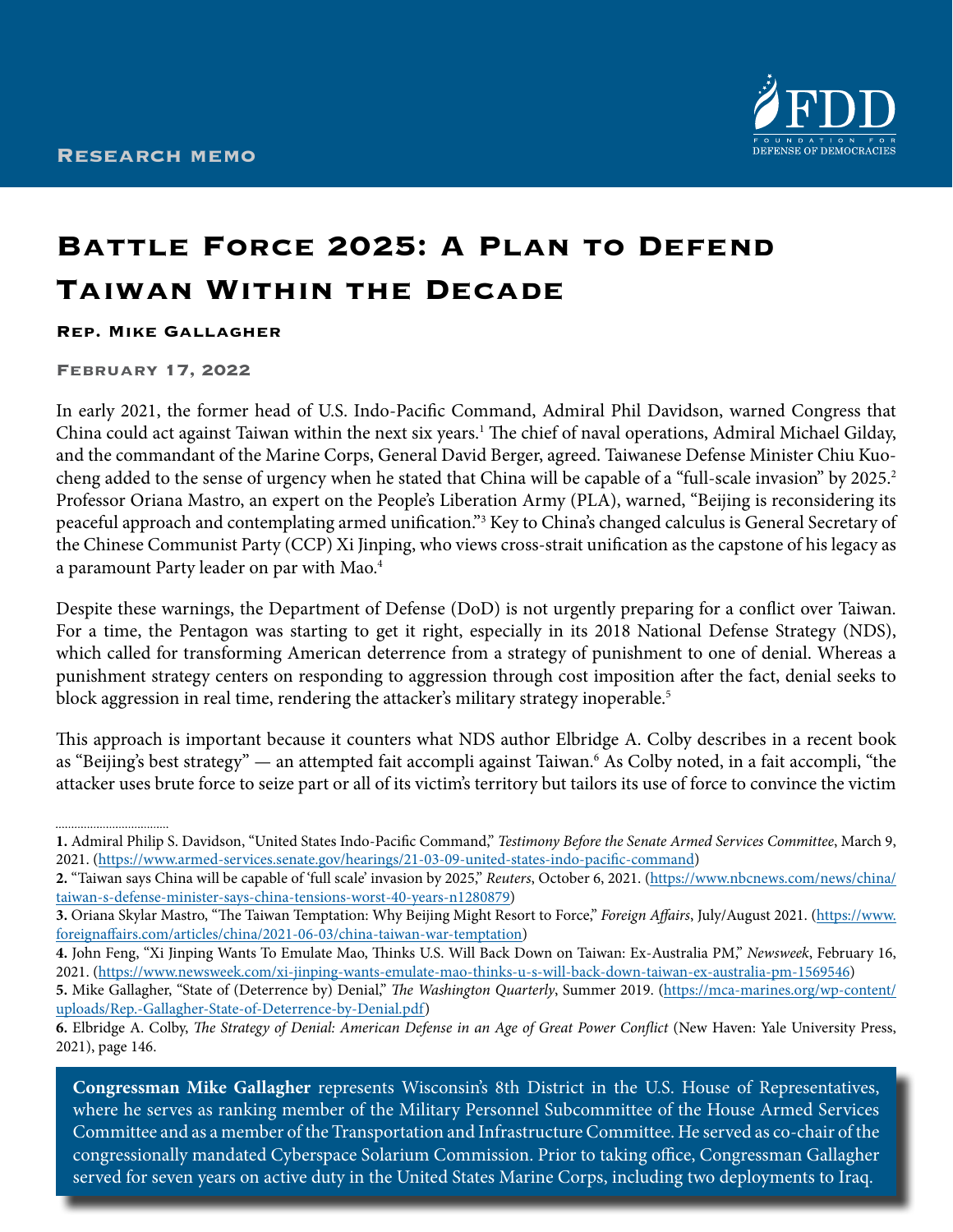Research memo

# Battle Force 2025: A Plan to Defend Taiwan Within the Decade

**Rep. Mike Gallagher**

**February 17, 2022**

In early 2021, the former head of U.S. Indo-Pacific Command, Admiral Phil Davidson, warned Congress that China could act against Taiwan within the next six years.[1] The chief of naval operations, Admiral Michael Gilday, and the commandant of the Marine Corps, General David Berger, agreed. Taiwanese Defense Minister Chiu Kuo-cheng added to the sense of urgency when he stated that China will be capable of a "full-scale invasion" by 2025.[2] Professor Oriana Mastro, an expert on the People's Liberation Army (PLA), warned, "Beijing is reconsidering its peaceful approach and contemplating armed unification."[3] Key to China's changed calculus is General Secretary of the Chinese Communist Party (CCP) Xi Jinping, who views cross-strait unification as the capstone of his legacy as a paramount Party leader on par with Mao.[4]

Despite these warnings, the Department of Defense (DoD) is not urgently preparing for a conflict over Taiwan. For a time, the Pentagon was starting to get it right, especially in its 2018 National Defense Strategy (NDS), which called for transforming American deterrence from a strategy of punishment to one of denial. Whereas a punishment strategy centers on responding to aggression through cost imposition after the fact, denial seeks to block aggression in real time, rendering the attacker's military strategy inoperable.[5]

This approach is important because it counters what NDS author Elbridge A. Colby describes in a recent book as "Beijing's best strategy" — an attempted fait accompli against Taiwan.[6] As Colby noted, in a fait accompli, "the attacker uses brute force to seize part or all of its victim's territory but tailors its use of force to convince the victim

---

**1.** Admiral Philip S. Davidson, "United States Indo-Pacific Command," *Testimony Before the Senate Armed Services Committee*, March 9, 2021. (https://www.armed-services.senate.gov/hearings/21-03-09-united-states-indo-pacific-command)

**2.** "Taiwan says China will be capable of 'full scale' invasion by 2025," *Reuters*, October 6, 2021. (https://www.nbcnews.com/news/china/taiwan-s-defense-minister-says-china-tensions-worst-40-years-n1280879)

**3.** Oriana Skylar Mastro, "The Taiwan Temptation: Why Beijing Might Resort to Force," *Foreign Affairs*, July/August 2021. (https://www.foreignaffairs.com/articles/china/2021-06-03/china-taiwan-war-temptation)

**4.** John Feng, "Xi Jinping Wants To Emulate Mao, Thinks U.S. Will Back Down on Taiwan: Ex-Australia PM," *Newsweek*, February 16, 2021. (https://www.newsweek.com/xi-jinping-wants-emulate-mao-thinks-u-s-will-back-down-taiwan-ex-australia-pm-1569546)

**5.** Mike Gallagher, "State of (Deterrence by) Denial," *The Washington Quarterly*, Summer 2019. (https://mca-marines.org/wp-content/uploads/Rep.-Gallagher-State-of-Deterrence-by-Denial.pdf)

**6.** Elbridge A. Colby, *The Strategy of Denial: American Defense in an Age of Great Power Conflict* (New Haven: Yale University Press, 2021), page 146.

**Congressman Mike Gallagher** represents Wisconsin's 8th District in the U.S. House of Representatives, where he serves as ranking member of the Military Personnel Subcommittee of the House Armed Services Committee and as a member of the Transportation and Infrastructure Committee. He served as co-chair of the congressionally mandated Cyberspace Solarium Commission. Prior to taking office, Congressman Gallagher served for seven years on active duty in the United States Marine Corps, including two deployments to Iraq.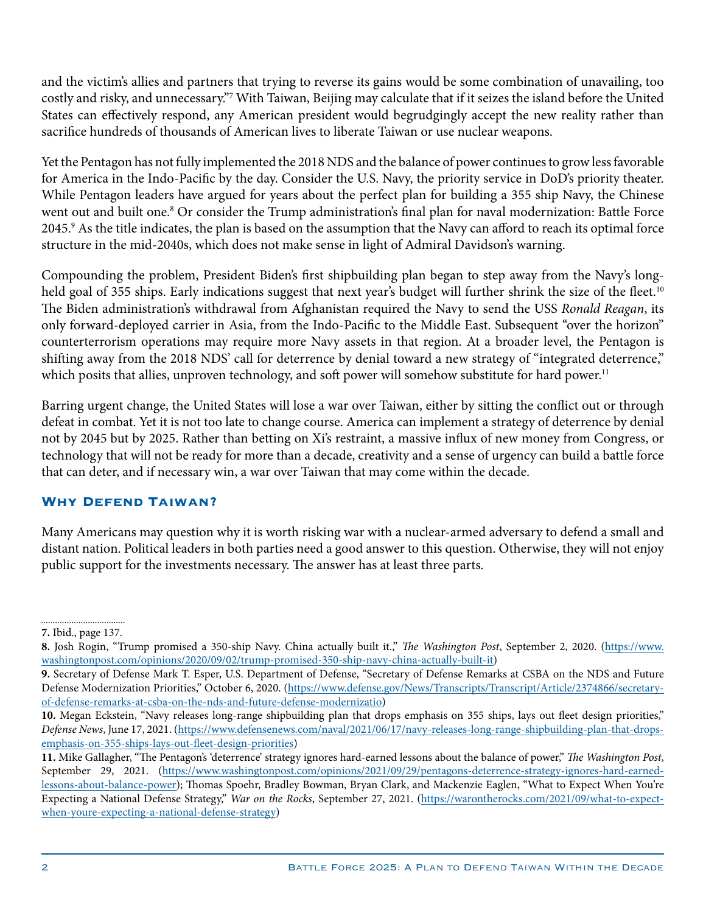and the victim's allies and partners that trying to reverse its gains would be some combination of unavailing, too costly and risky, and unnecessary."[7] With Taiwan, Beijing may calculate that if it seizes the island before the United States can effectively respond, any American president would begrudgingly accept the new reality rather than sacrifice hundreds of thousands of American lives to liberate Taiwan or use nuclear weapons.

Yet the Pentagon has not fully implemented the 2018 NDS and the balance of power continues to grow less favorable for America in the Indo-Pacific by the day. Consider the U.S. Navy, the priority service in DoD's priority theater. While Pentagon leaders have argued for years about the perfect plan for building a 355 ship Navy, the Chinese went out and built one.[8] Or consider the Trump administration's final plan for naval modernization: Battle Force 2045.[9] As the title indicates, the plan is based on the assumption that the Navy can afford to reach its optimal force structure in the mid-2040s, which does not make sense in light of Admiral Davidson's warning.

Compounding the problem, President Biden's first shipbuilding plan began to step away from the Navy's long-held goal of 355 ships. Early indications suggest that next year's budget will further shrink the size of the fleet.[10] The Biden administration's withdrawal from Afghanistan required the Navy to send the USS *Ronald Reagan*, its only forward-deployed carrier in Asia, from the Indo-Pacific to the Middle East. Subsequent "over the horizon" counterterrorism operations may require more Navy assets in that region. At a broader level, the Pentagon is shifting away from the 2018 NDS' call for deterrence by denial toward a new strategy of "integrated deterrence," which posits that allies, unproven technology, and soft power will somehow substitute for hard power.[11]

Barring urgent change, the United States will lose a war over Taiwan, either by sitting the conflict out or through defeat in combat. Yet it is not too late to change course. America can implement a strategy of deterrence by denial not by 2045 but by 2025. Rather than betting on Xi's restraint, a massive influx of new money from Congress, or technology that will not be ready for more than a decade, creativity and a sense of urgency can build a battle force that can deter, and if necessary win, a war over Taiwan that may come within the decade.

## Why Defend Taiwan?

Many Americans may question why it is worth risking war with a nuclear-armed adversary to defend a small and distant nation. Political leaders in both parties need a good answer to this question. Otherwise, they will not enjoy public support for the investments necessary. The answer has at least three parts.

---

**7.** Ibid., page 137.

**8.** Josh Rogin, "Trump promised a 350-ship Navy. China actually built it.," *The Washington Post*, September 2, 2020. (https://www.washingtonpost.com/opinions/2020/09/02/trump-promised-350-ship-navy-china-actually-built-it)

**9.** Secretary of Defense Mark T. Esper, U.S. Department of Defense, "Secretary of Defense Remarks at CSBA on the NDS and Future Defense Modernization Priorities," October 6, 2020. (https://www.defense.gov/News/Transcripts/Transcript/Article/2374866/secretary-of-defense-remarks-at-csba-on-the-nds-and-future-defense-modernizatio)

**10.** Megan Eckstein, "Navy releases long-range shipbuilding plan that drops emphasis on 355 ships, lays out fleet design priorities," *Defense News*, June 17, 2021. (https://www.defensenews.com/naval/2021/06/17/navy-releases-long-range-shipbuilding-plan-that-drops-emphasis-on-355-ships-lays-out-fleet-design-priorities)

**11.** Mike Gallagher, "The Pentagon's 'deterrence' strategy ignores hard-earned lessons about the balance of power," *The Washington Post*, September 29, 2021. (https://www.washingtonpost.com/opinions/2021/09/29/pentagons-deterrence-strategy-ignores-hard-earned-lessons-about-balance-power); Thomas Spoehr, Bradley Bowman, Bryan Clark, and Mackenzie Eaglen, "What to Expect When You're Expecting a National Defense Strategy," *War on the Rocks*, September 27, 2021. (https://warontherocks.com/2021/09/what-to-expect-when-youre-expecting-a-national-defense-strategy)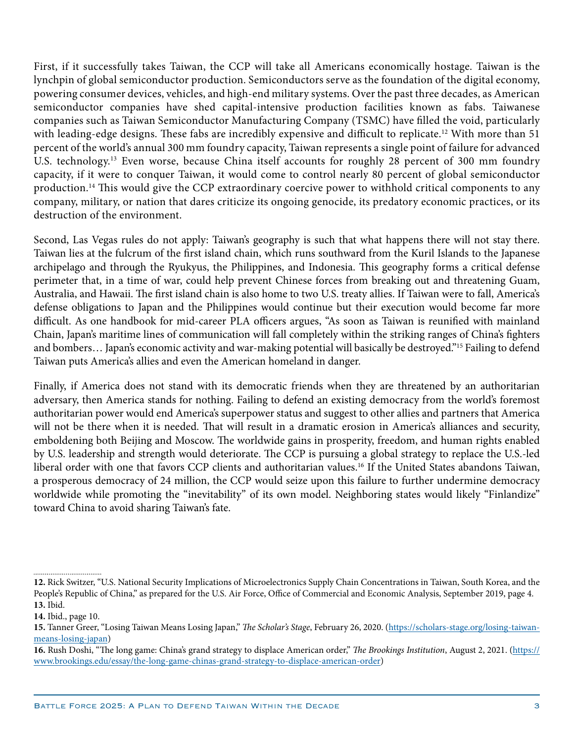First, if it successfully takes Taiwan, the CCP will take all Americans economically hostage. Taiwan is the lynchpin of global semiconductor production. Semiconductors serve as the foundation of the digital economy, powering consumer devices, vehicles, and high-end military systems. Over the past three decades, as American semiconductor companies have shed capital-intensive production facilities known as fabs. Taiwanese companies such as Taiwan Semiconductor Manufacturing Company (TSMC) have filled the void, particularly with leading-edge designs. These fabs are incredibly expensive and difficult to replicate.[12] With more than 51 percent of the world's annual 300 mm foundry capacity, Taiwan represents a single point of failure for advanced U.S. technology.[13] Even worse, because China itself accounts for roughly 28 percent of 300 mm foundry capacity, if it were to conquer Taiwan, it would come to control nearly 80 percent of global semiconductor production.[14] This would give the CCP extraordinary coercive power to withhold critical components to any company, military, or nation that dares criticize its ongoing genocide, its predatory economic practices, or its destruction of the environment.

Second, Las Vegas rules do not apply: Taiwan's geography is such that what happens there will not stay there. Taiwan lies at the fulcrum of the first island chain, which runs southward from the Kuril Islands to the Japanese archipelago and through the Ryukyus, the Philippines, and Indonesia. This geography forms a critical defense perimeter that, in a time of war, could help prevent Chinese forces from breaking out and threatening Guam, Australia, and Hawaii. The first island chain is also home to two U.S. treaty allies. If Taiwan were to fall, America's defense obligations to Japan and the Philippines would continue but their execution would become far more difficult. As one handbook for mid-career PLA officers argues, "As soon as Taiwan is reunified with mainland Chain, Japan's maritime lines of communication will fall completely within the striking ranges of China's fighters and bombers… Japan's economic activity and war-making potential will basically be destroyed."[15] Failing to defend Taiwan puts America's allies and even the American homeland in danger.

Finally, if America does not stand with its democratic friends when they are threatened by an authoritarian adversary, then America stands for nothing. Failing to defend an existing democracy from the world's foremost authoritarian power would end America's superpower status and suggest to other allies and partners that America will not be there when it is needed. That will result in a dramatic erosion in America's alliances and security, emboldening both Beijing and Moscow. The worldwide gains in prosperity, freedom, and human rights enabled by U.S. leadership and strength would deteriorate. The CCP is pursuing a global strategy to replace the U.S.-led liberal order with one that favors CCP clients and authoritarian values.[16] If the United States abandons Taiwan, a prosperous democracy of 24 million, the CCP would seize upon this failure to further undermine democracy worldwide while promoting the "inevitability" of its own model. Neighboring states would likely "Finlandize" toward China to avoid sharing Taiwan's fate.

---

**12.** Rick Switzer, "U.S. National Security Implications of Microelectronics Supply Chain Concentrations in Taiwan, South Korea, and the People's Republic of China," as prepared for the U.S. Air Force, Office of Commercial and Economic Analysis, September 2019, page 4.
**13.** Ibid.
**14.** Ibid., page 10.
**15.** Tanner Greer, "Losing Taiwan Means Losing Japan," *The Scholar's Stage*, February 26, 2020. (https://scholars-stage.org/losing-taiwan-means-losing-japan)
**16.** Rush Doshi, "The long game: China's grand strategy to displace American order," *The Brookings Institution*, August 2, 2021. (https://www.brookings.edu/essay/the-long-game-chinas-grand-strategy-to-displace-american-order)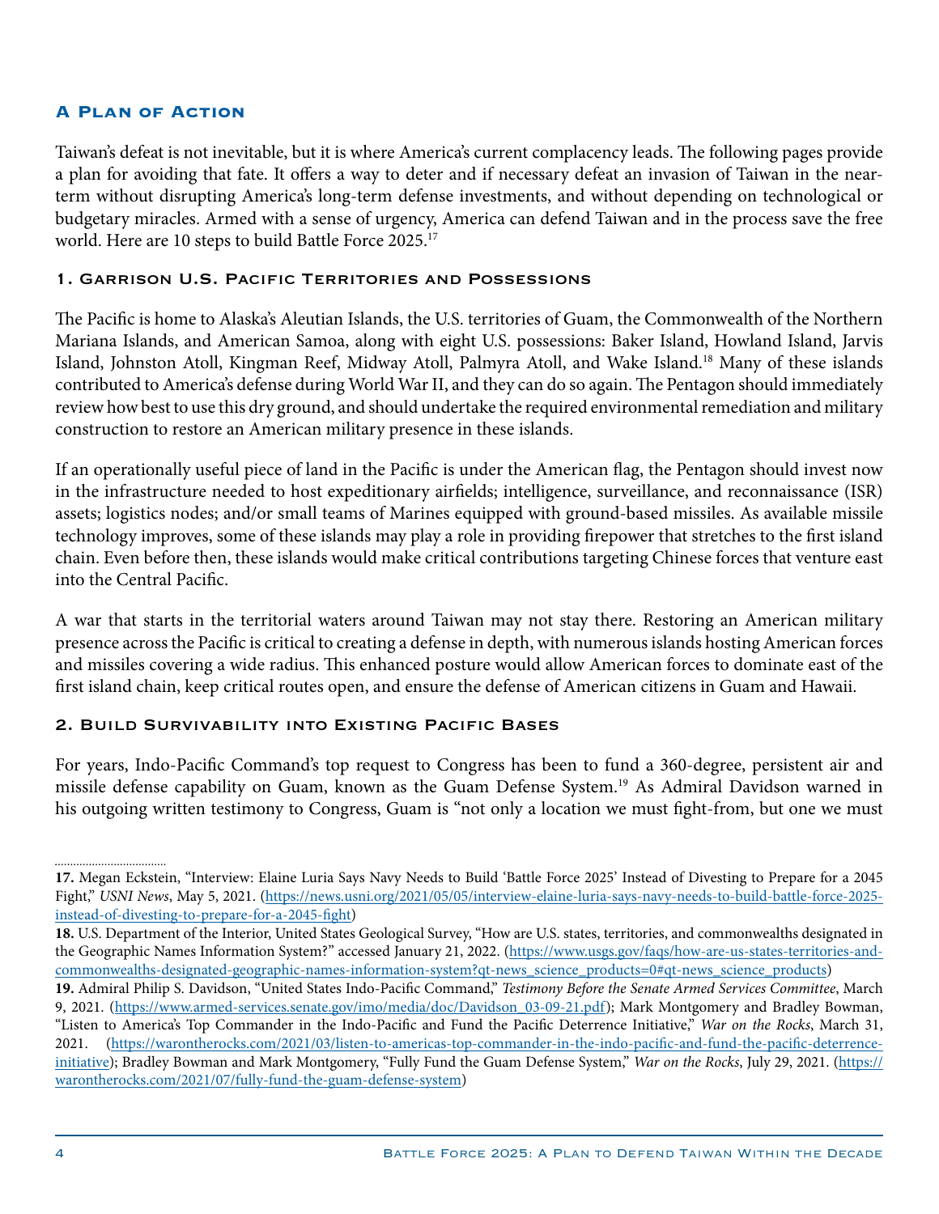## A Plan of Action

Taiwan's defeat is not inevitable, but it is where America's current complacency leads. The following pages provide a plan for avoiding that fate. It offers a way to deter and if necessary defeat an invasion of Taiwan in the near-term without disrupting America's long-term defense investments, and without depending on technological or budgetary miracles. Armed with a sense of urgency, America can defend Taiwan and in the process save the free world. Here are 10 steps to build Battle Force 2025.[17]

### 1. Garrison U.S. Pacific Territories and Possessions

The Pacific is home to Alaska's Aleutian Islands, the U.S. territories of Guam, the Commonwealth of the Northern Mariana Islands, and American Samoa, along with eight U.S. possessions: Baker Island, Howland Island, Jarvis Island, Johnston Atoll, Kingman Reef, Midway Atoll, Palmyra Atoll, and Wake Island.[18] Many of these islands contributed to America's defense during World War II, and they can do so again. The Pentagon should immediately review how best to use this dry ground, and should undertake the required environmental remediation and military construction to restore an American military presence in these islands.

If an operationally useful piece of land in the Pacific is under the American flag, the Pentagon should invest now in the infrastructure needed to host expeditionary airfields; intelligence, surveillance, and reconnaissance (ISR) assets; logistics nodes; and/or small teams of Marines equipped with ground-based missiles. As available missile technology improves, some of these islands may play a role in providing firepower that stretches to the first island chain. Even before then, these islands would make critical contributions targeting Chinese forces that venture east into the Central Pacific.

A war that starts in the territorial waters around Taiwan may not stay there. Restoring an American military presence across the Pacific is critical to creating a defense in depth, with numerous islands hosting American forces and missiles covering a wide radius. This enhanced posture would allow American forces to dominate east of the first island chain, keep critical routes open, and ensure the defense of American citizens in Guam and Hawaii.

### 2. Build Survivability into Existing Pacific Bases

For years, Indo-Pacific Command's top request to Congress has been to fund a 360-degree, persistent air and missile defense capability on Guam, known as the Guam Defense System.[19] As Admiral Davidson warned in his outgoing written testimony to Congress, Guam is "not only a location we must fight-from, but one we must

---

**17.** Megan Eckstein, "Interview: Elaine Luria Says Navy Needs to Build 'Battle Force 2025' Instead of Divesting to Prepare for a 2045 Fight," *USNI News*, May 5, 2021. (https://news.usni.org/2021/05/05/interview-elaine-luria-says-navy-needs-to-build-battle-force-2025-instead-of-divesting-to-prepare-for-a-2045-fight)

**18.** U.S. Department of the Interior, United States Geological Survey, "How are U.S. states, territories, and commonwealths designated in the Geographic Names Information System?" accessed January 21, 2022. (https://www.usgs.gov/faqs/how-are-us-states-territories-and-commonwealths-designated-geographic-names-information-system?qt-news_science_products=0#qt-news_science_products)

**19.** Admiral Philip S. Davidson, "United States Indo-Pacific Command," *Testimony Before the Senate Armed Services Committee*, March 9, 2021. (https://www.armed-services.senate.gov/imo/media/doc/Davidson_03-09-21.pdf); Mark Montgomery and Bradley Bowman, "Listen to America's Top Commander in the Indo-Pacific and Fund the Pacific Deterrence Initiative," *War on the Rocks*, March 31, 2021. (https://warontherocks.com/2021/03/listen-to-americas-top-commander-in-the-indo-pacific-and-fund-the-pacific-deterrence-initiative); Bradley Bowman and Mark Montgomery, "Fully Fund the Guam Defense System," *War on the Rocks*, July 29, 2021. (https://warontherocks.com/2021/07/fully-fund-the-guam-defense-system)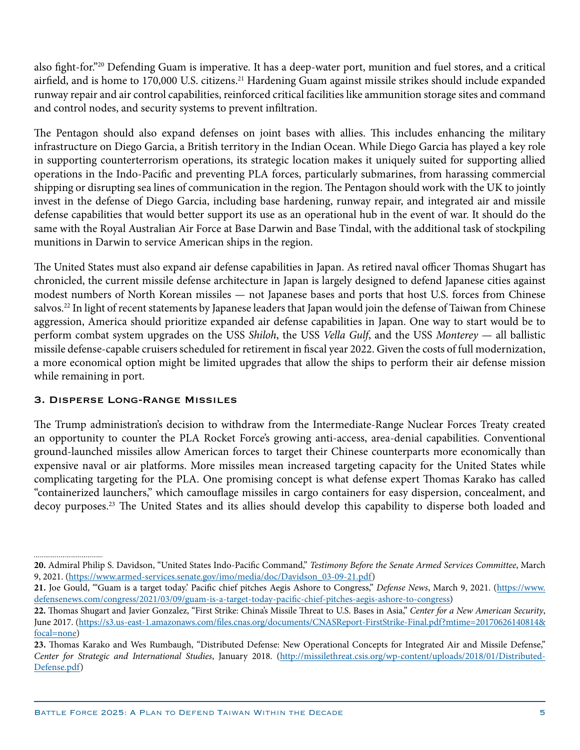also fight-for."[20] Defending Guam is imperative. It has a deep-water port, munition and fuel stores, and a critical airfield, and is home to 170,000 U.S. citizens.[21] Hardening Guam against missile strikes should include expanded runway repair and air control capabilities, reinforced critical facilities like ammunition storage sites and command and control nodes, and security systems to prevent infiltration.

The Pentagon should also expand defenses on joint bases with allies. This includes enhancing the military infrastructure on Diego Garcia, a British territory in the Indian Ocean. While Diego Garcia has played a key role in supporting counterterrorism operations, its strategic location makes it uniquely suited for supporting allied operations in the Indo-Pacific and preventing PLA forces, particularly submarines, from harassing commercial shipping or disrupting sea lines of communication in the region. The Pentagon should work with the UK to jointly invest in the defense of Diego Garcia, including base hardening, runway repair, and integrated air and missile defense capabilities that would better support its use as an operational hub in the event of war. It should do the same with the Royal Australian Air Force at Base Darwin and Base Tindal, with the additional task of stockpiling munitions in Darwin to service American ships in the region.

The United States must also expand air defense capabilities in Japan. As retired naval officer Thomas Shugart has chronicled, the current missile defense architecture in Japan is largely designed to defend Japanese cities against modest numbers of North Korean missiles — not Japanese bases and ports that host U.S. forces from Chinese salvos.[22] In light of recent statements by Japanese leaders that Japan would join the defense of Taiwan from Chinese aggression, America should prioritize expanded air defense capabilities in Japan. One way to start would be to perform combat system upgrades on the USS *Shiloh*, the USS *Vella Gulf*, and the USS *Monterey* — all ballistic missile defense-capable cruisers scheduled for retirement in fiscal year 2022. Given the costs of full modernization, a more economical option might be limited upgrades that allow the ships to perform their air defense mission while remaining in port.

### 3. Disperse Long-Range Missiles

The Trump administration's decision to withdraw from the Intermediate-Range Nuclear Forces Treaty created an opportunity to counter the PLA Rocket Force's growing anti-access, area-denial capabilities. Conventional ground-launched missiles allow American forces to target their Chinese counterparts more economically than expensive naval or air platforms. More missiles mean increased targeting capacity for the United States while complicating targeting for the PLA. One promising concept is what defense expert Thomas Karako has called "containerized launchers," which camouflage missiles in cargo containers for easy dispersion, concealment, and decoy purposes.[23] The United States and its allies should develop this capability to disperse both loaded and

---

**20.** Admiral Philip S. Davidson, "United States Indo-Pacific Command," *Testimony Before the Senate Armed Services Committee*, March 9, 2021. (https://www.armed-services.senate.gov/imo/media/doc/Davidson_03-09-21.pdf)

**21.** Joe Gould, "'Guam is a target today.' Pacific chief pitches Aegis Ashore to Congress," *Defense News*, March 9, 2021. (https://www.defensenews.com/congress/2021/03/09/guam-is-a-target-today-pacific-chief-pitches-aegis-ashore-to-congress)

**22.** Thomas Shugart and Javier Gonzalez, "First Strike: China's Missile Threat to U.S. Bases in Asia," *Center for a New American Security*, June 2017. (https://s3.us-east-1.amazonaws.com/files.cnas.org/documents/CNASReport-FirstStrike-Final.pdf?mtime=20170626140814&focal=none)

**23.** Thomas Karako and Wes Rumbaugh, "Distributed Defense: New Operational Concepts for Integrated Air and Missile Defense," *Center for Strategic and International Studies*, January 2018. (http://missilethreat.csis.org/wp-content/uploads/2018/01/Distributed-Defense.pdf)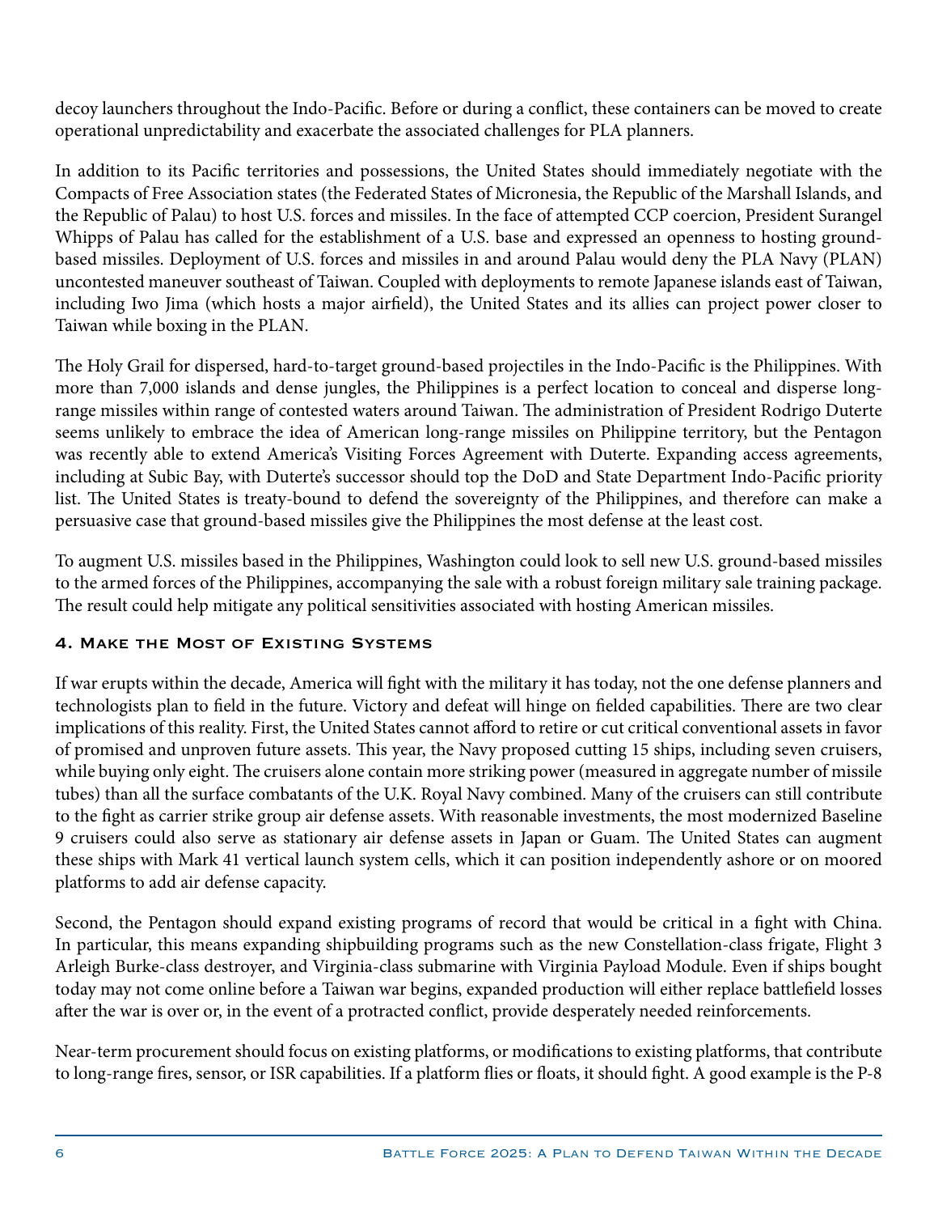decoy launchers throughout the Indo-Pacific. Before or during a conflict, these containers can be moved to create operational unpredictability and exacerbate the associated challenges for PLA planners.

In addition to its Pacific territories and possessions, the United States should immediately negotiate with the Compacts of Free Association states (the Federated States of Micronesia, the Republic of the Marshall Islands, and the Republic of Palau) to host U.S. forces and missiles. In the face of attempted CCP coercion, President Surangel Whipps of Palau has called for the establishment of a U.S. base and expressed an openness to hosting ground-based missiles. Deployment of U.S. forces and missiles in and around Palau would deny the PLA Navy (PLAN) uncontested maneuver southeast of Taiwan. Coupled with deployments to remote Japanese islands east of Taiwan, including Iwo Jima (which hosts a major airfield), the United States and its allies can project power closer to Taiwan while boxing in the PLAN.

The Holy Grail for dispersed, hard-to-target ground-based projectiles in the Indo-Pacific is the Philippines. With more than 7,000 islands and dense jungles, the Philippines is a perfect location to conceal and disperse long-range missiles within range of contested waters around Taiwan. The administration of President Rodrigo Duterte seems unlikely to embrace the idea of American long-range missiles on Philippine territory, but the Pentagon was recently able to extend America's Visiting Forces Agreement with Duterte. Expanding access agreements, including at Subic Bay, with Duterte's successor should top the DoD and State Department Indo-Pacific priority list. The United States is treaty-bound to defend the sovereignty of the Philippines, and therefore can make a persuasive case that ground-based missiles give the Philippines the most defense at the least cost.

To augment U.S. missiles based in the Philippines, Washington could look to sell new U.S. ground-based missiles to the armed forces of the Philippines, accompanying the sale with a robust foreign military sale training package. The result could help mitigate any political sensitivities associated with hosting American missiles.

### 4. Make the Most of Existing Systems

If war erupts within the decade, America will fight with the military it has today, not the one defense planners and technologists plan to field in the future. Victory and defeat will hinge on fielded capabilities. There are two clear implications of this reality. First, the United States cannot afford to retire or cut critical conventional assets in favor of promised and unproven future assets. This year, the Navy proposed cutting 15 ships, including seven cruisers, while buying only eight. The cruisers alone contain more striking power (measured in aggregate number of missile tubes) than all the surface combatants of the U.K. Royal Navy combined. Many of the cruisers can still contribute to the fight as carrier strike group air defense assets. With reasonable investments, the most modernized Baseline 9 cruisers could also serve as stationary air defense assets in Japan or Guam. The United States can augment these ships with Mark 41 vertical launch system cells, which it can position independently ashore or on moored platforms to add air defense capacity.

Second, the Pentagon should expand existing programs of record that would be critical in a fight with China. In particular, this means expanding shipbuilding programs such as the new Constellation-class frigate, Flight 3 Arleigh Burke-class destroyer, and Virginia-class submarine with Virginia Payload Module. Even if ships bought today may not come online before a Taiwan war begins, expanded production will either replace battlefield losses after the war is over or, in the event of a protracted conflict, provide desperately needed reinforcements.

Near-term procurement should focus on existing platforms, or modifications to existing platforms, that contribute to long-range fires, sensor, or ISR capabilities. If a platform flies or floats, it should fight. A good example is the P-8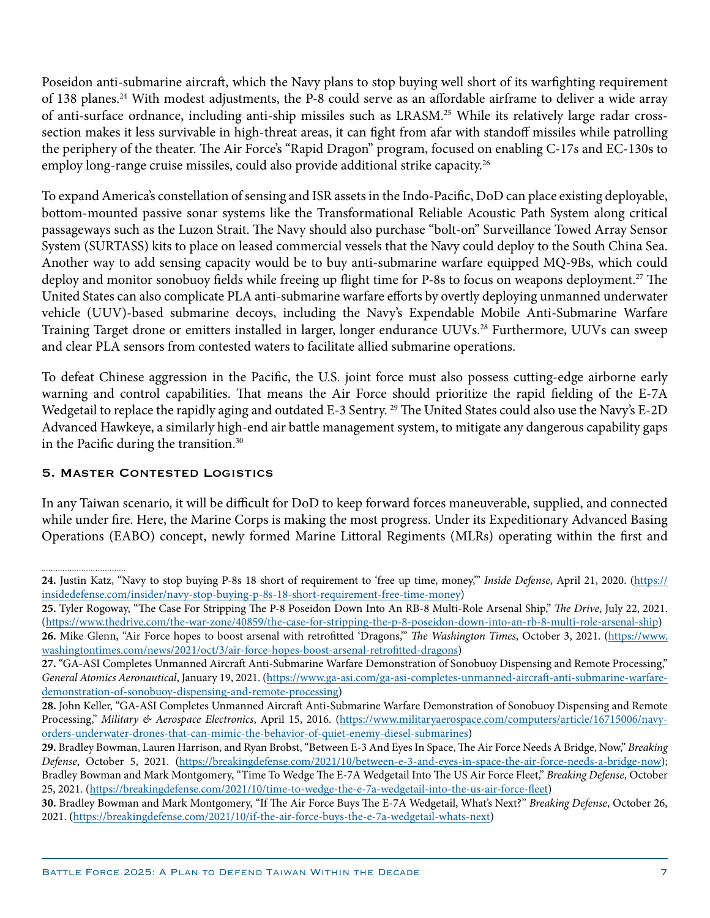Poseidon anti-submarine aircraft, which the Navy plans to stop buying well short of its warfighting requirement of 138 planes.[24] With modest adjustments, the P-8 could serve as an affordable airframe to deliver a wide array of anti-surface ordnance, including anti-ship missiles such as LRASM.[25] While its relatively large radar cross-section makes it less survivable in high-threat areas, it can fight from afar with standoff missiles while patrolling the periphery of the theater. The Air Force's "Rapid Dragon" program, focused on enabling C-17s and EC-130s to employ long-range cruise missiles, could also provide additional strike capacity.[26]

To expand America's constellation of sensing and ISR assets in the Indo-Pacific, DoD can place existing deployable, bottom-mounted passive sonar systems like the Transformational Reliable Acoustic Path System along critical passageways such as the Luzon Strait. The Navy should also purchase "bolt-on" Surveillance Towed Array Sensor System (SURTASS) kits to place on leased commercial vessels that the Navy could deploy to the South China Sea. Another way to add sensing capacity would be to buy anti-submarine warfare equipped MQ-9Bs, which could deploy and monitor sonobuoy fields while freeing up flight time for P-8s to focus on weapons deployment.[27] The United States can also complicate PLA anti-submarine warfare efforts by overtly deploying unmanned underwater vehicle (UUV)-based submarine decoys, including the Navy's Expendable Mobile Anti-Submarine Warfare Training Target drone or emitters installed in larger, longer endurance UUVs.[28] Furthermore, UUVs can sweep and clear PLA sensors from contested waters to facilitate allied submarine operations.

To defeat Chinese aggression in the Pacific, the U.S. joint force must also possess cutting-edge airborne early warning and control capabilities. That means the Air Force should prioritize the rapid fielding of the E-7A Wedgetail to replace the rapidly aging and outdated E-3 Sentry. [29] The United States could also use the Navy's E-2D Advanced Hawkeye, a similarly high-end air battle management system, to mitigate any dangerous capability gaps in the Pacific during the transition.[30]

### 5. Master Contested Logistics

In any Taiwan scenario, it will be difficult for DoD to keep forward forces maneuverable, supplied, and connected while under fire. Here, the Marine Corps is making the most progress. Under its Expeditionary Advanced Basing Operations (EABO) concept, newly formed Marine Littoral Regiments (MLRs) operating within the first and

---

**24.** Justin Katz, "Navy to stop buying P-8s 18 short of requirement to 'free up time, money,'" *Inside Defense*, April 21, 2020. (https://insidedefense.com/insider/navy-stop-buying-p-8s-18-short-requirement-free-time-money)

**25.** Tyler Rogoway, "The Case For Stripping The P-8 Poseidon Down Into An RB-8 Multi-Role Arsenal Ship," *The Drive*, July 22, 2021. (https://www.thedrive.com/the-war-zone/40859/the-case-for-stripping-the-p-8-poseidon-down-into-an-rb-8-multi-role-arsenal-ship)

**26.** Mike Glenn, "Air Force hopes to boost arsenal with retrofitted 'Dragons,'" *The Washington Times*, October 3, 2021. (https://www.washingtontimes.com/news/2021/oct/3/air-force-hopes-boost-arsenal-retrofitted-dragons)

**27.** "GA-ASI Completes Unmanned Aircraft Anti-Submarine Warfare Demonstration of Sonobuoy Dispensing and Remote Processing," *General Atomics Aeronautical*, January 19, 2021. (https://www.ga-asi.com/ga-asi-completes-unmanned-aircraft-anti-submarine-warfare-demonstration-of-sonobuoy-dispensing-and-remote-processing)

**28.** John Keller, "GA-ASI Completes Unmanned Aircraft Anti-Submarine Warfare Demonstration of Sonobuoy Dispensing and Remote Processing," *Military & Aerospace Electronics*, April 15, 2016. (https://www.militaryaerospace.com/computers/article/16715006/navy-orders-underwater-drones-that-can-mimic-the-behavior-of-quiet-enemy-diesel-submarines)

**29.** Bradley Bowman, Lauren Harrison, and Ryan Brobst, "Between E-3 And Eyes In Space, The Air Force Needs A Bridge, Now," *Breaking Defense*, October 5, 2021. (https://breakingdefense.com/2021/10/between-e-3-and-eyes-in-space-the-air-force-needs-a-bridge-now); Bradley Bowman and Mark Montgomery, "Time To Wedge The E-7A Wedgetail Into The US Air Force Fleet," *Breaking Defense*, October 25, 2021. (https://breakingdefense.com/2021/10/time-to-wedge-the-e-7a-wedgetail-into-the-us-air-force-fleet)

**30.** Bradley Bowman and Mark Montgomery, "If The Air Force Buys The E-7A Wedgetail, What's Next?" *Breaking Defense*, October 26, 2021. (https://breakingdefense.com/2021/10/if-the-air-force-buys-the-e-7a-wedgetail-whats-next)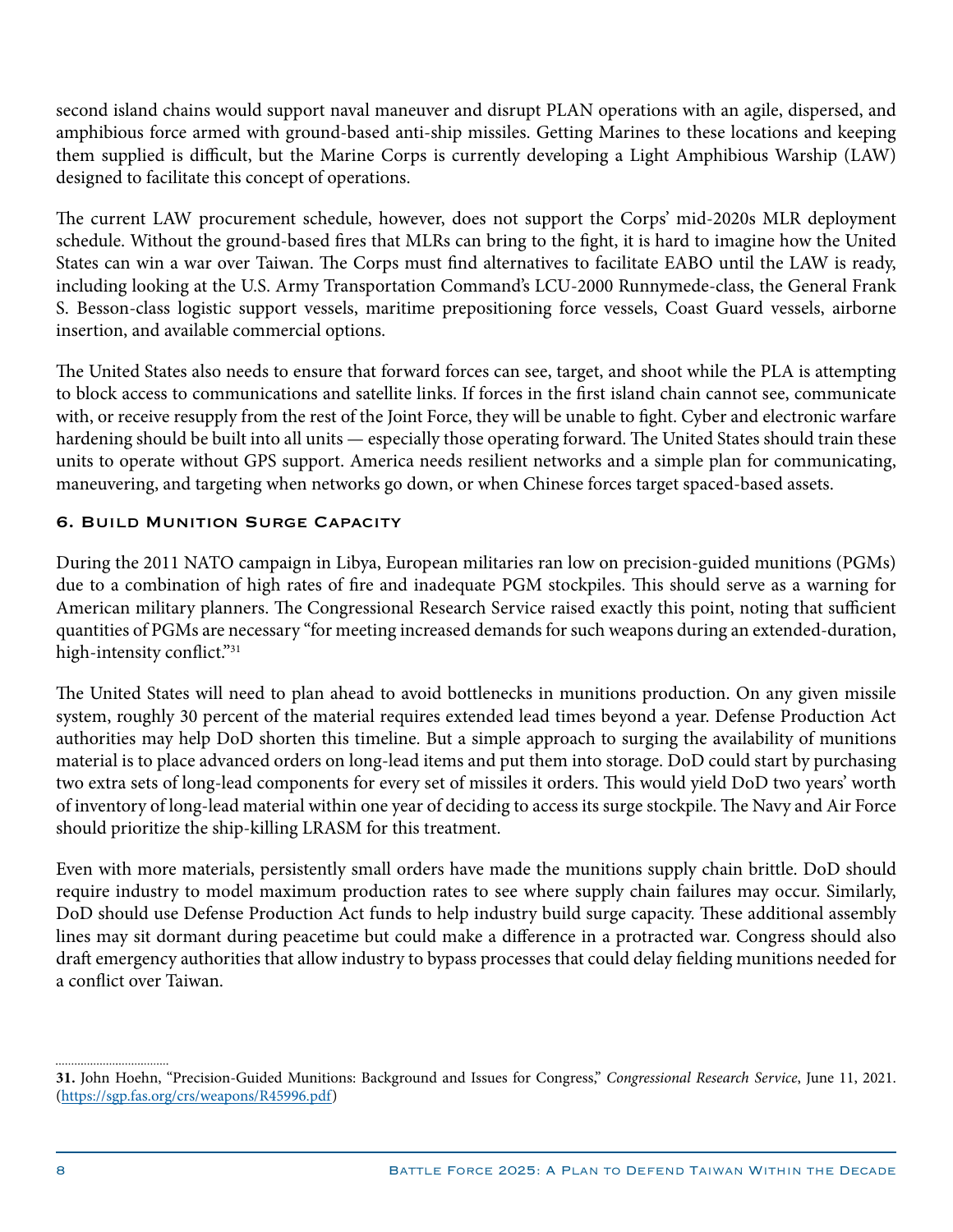second island chains would support naval maneuver and disrupt PLAN operations with an agile, dispersed, and amphibious force armed with ground-based anti-ship missiles. Getting Marines to these locations and keeping them supplied is difficult, but the Marine Corps is currently developing a Light Amphibious Warship (LAW) designed to facilitate this concept of operations.

The current LAW procurement schedule, however, does not support the Corps' mid-2020s MLR deployment schedule. Without the ground-based fires that MLRs can bring to the fight, it is hard to imagine how the United States can win a war over Taiwan. The Corps must find alternatives to facilitate EABO until the LAW is ready, including looking at the U.S. Army Transportation Command's LCU-2000 Runnymede-class, the General Frank S. Besson-class logistic support vessels, maritime prepositioning force vessels, Coast Guard vessels, airborne insertion, and available commercial options.

The United States also needs to ensure that forward forces can see, target, and shoot while the PLA is attempting to block access to communications and satellite links. If forces in the first island chain cannot see, communicate with, or receive resupply from the rest of the Joint Force, they will be unable to fight. Cyber and electronic warfare hardening should be built into all units — especially those operating forward. The United States should train these units to operate without GPS support. America needs resilient networks and a simple plan for communicating, maneuvering, and targeting when networks go down, or when Chinese forces target spaced-based assets.

### 6. Build Munition Surge Capacity

During the 2011 NATO campaign in Libya, European militaries ran low on precision-guided munitions (PGMs) due to a combination of high rates of fire and inadequate PGM stockpiles. This should serve as a warning for American military planners. The Congressional Research Service raised exactly this point, noting that sufficient quantities of PGMs are necessary "for meeting increased demands for such weapons during an extended-duration, high-intensity conflict."[31]

The United States will need to plan ahead to avoid bottlenecks in munitions production. On any given missile system, roughly 30 percent of the material requires extended lead times beyond a year. Defense Production Act authorities may help DoD shorten this timeline. But a simple approach to surging the availability of munitions material is to place advanced orders on long-lead items and put them into storage. DoD could start by purchasing two extra sets of long-lead components for every set of missiles it orders. This would yield DoD two years' worth of inventory of long-lead material within one year of deciding to access its surge stockpile. The Navy and Air Force should prioritize the ship-killing LRASM for this treatment.

Even with more materials, persistently small orders have made the munitions supply chain brittle. DoD should require industry to model maximum production rates to see where supply chain failures may occur. Similarly, DoD should use Defense Production Act funds to help industry build surge capacity. These additional assembly lines may sit dormant during peacetime but could make a difference in a protracted war. Congress should also draft emergency authorities that allow industry to bypass processes that could delay fielding munitions needed for a conflict over Taiwan.

---

**31.** John Hoehn, "Precision-Guided Munitions: Background and Issues for Congress," *Congressional Research Service*, June 11, 2021. (https://sgp.fas.org/crs/weapons/R45996.pdf)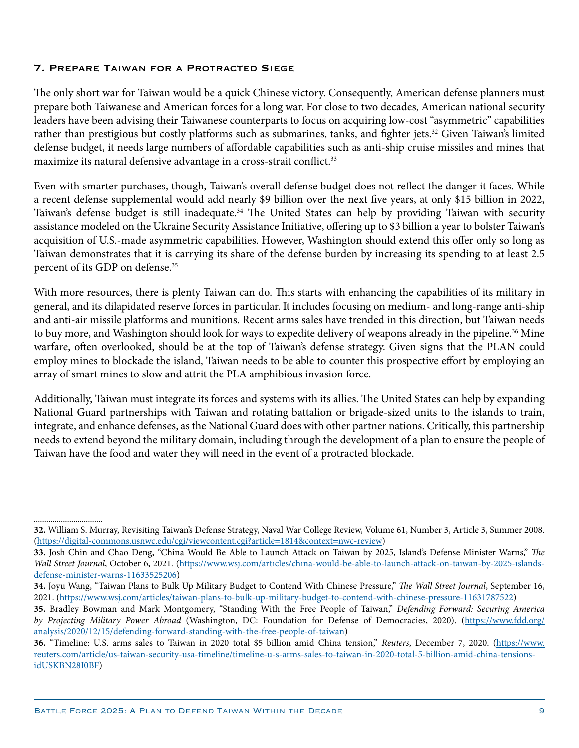### 7. Prepare Taiwan for a Protracted Siege

The only short war for Taiwan would be a quick Chinese victory. Consequently, American defense planners must prepare both Taiwanese and American forces for a long war. For close to two decades, American national security leaders have been advising their Taiwanese counterparts to focus on acquiring low-cost "asymmetric" capabilities rather than prestigious but costly platforms such as submarines, tanks, and fighter jets.[32] Given Taiwan's limited defense budget, it needs large numbers of affordable capabilities such as anti-ship cruise missiles and mines that maximize its natural defensive advantage in a cross-strait conflict.[33]

Even with smarter purchases, though, Taiwan's overall defense budget does not reflect the danger it faces. While a recent defense supplemental would add nearly $9 billion over the next five years, at only $15 billion in 2022, Taiwan's defense budget is still inadequate.[34] The United States can help by providing Taiwan with security assistance modeled on the Ukraine Security Assistance Initiative, offering up to $3 billion a year to bolster Taiwan's acquisition of U.S.-made asymmetric capabilities. However, Washington should extend this offer only so long as Taiwan demonstrates that it is carrying its share of the defense burden by increasing its spending to at least 2.5 percent of its GDP on defense.[35]

With more resources, there is plenty Taiwan can do. This starts with enhancing the capabilities of its military in general, and its dilapidated reserve forces in particular. It includes focusing on medium- and long-range anti-ship and anti-air missile platforms and munitions. Recent arms sales have trended in this direction, but Taiwan needs to buy more, and Washington should look for ways to expedite delivery of weapons already in the pipeline.[36] Mine warfare, often overlooked, should be at the top of Taiwan's defense strategy. Given signs that the PLAN could employ mines to blockade the island, Taiwan needs to be able to counter this prospective effort by employing an array of smart mines to slow and attrit the PLA amphibious invasion force.

Additionally, Taiwan must integrate its forces and systems with its allies. The United States can help by expanding National Guard partnerships with Taiwan and rotating battalion or brigade-sized units to the islands to train, integrate, and enhance defenses, as the National Guard does with other partner nations. Critically, this partnership needs to extend beyond the military domain, including through the development of a plan to ensure the people of Taiwan have the food and water they will need in the event of a protracted blockade.

---

**32.** William S. Murray, Revisiting Taiwan's Defense Strategy, Naval War College Review, Volume 61, Number 3, Article 3, Summer 2008. (https://digital-commons.usnwc.edu/cgi/viewcontent.cgi?article=1814&context=nwc-review)

**33.** Josh Chin and Chao Deng, "China Would Be Able to Launch Attack on Taiwan by 2025, Island's Defense Minister Warns," *The Wall Street Journal*, October 6, 2021. (https://www.wsj.com/articles/china-would-be-able-to-launch-attack-on-taiwan-by-2025-islands-defense-minister-warns-11633525206)

**34.** Joyu Wang, "Taiwan Plans to Bulk Up Military Budget to Contend With Chinese Pressure," *The Wall Street Journal*, September 16, 2021. (https://www.wsj.com/articles/taiwan-plans-to-bulk-up-military-budget-to-contend-with-chinese-pressure-11631787522)

**35.** Bradley Bowman and Mark Montgomery, "Standing With the Free People of Taiwan," *Defending Forward: Securing America by Projecting Military Power Abroad* (Washington, DC: Foundation for Defense of Democracies, 2020). (https://www.fdd.org/analysis/2020/12/15/defending-forward-standing-with-the-free-people-of-taiwan)

**36.** "Timeline: U.S. arms sales to Taiwan in 2020 total $5 billion amid China tension," *Reuters*, December 7, 2020. (https://www.reuters.com/article/us-taiwan-security-usa-timeline/timeline-u-s-arms-sales-to-taiwan-in-2020-total-5-billion-amid-china-tensions-idUSKBN28I0BF)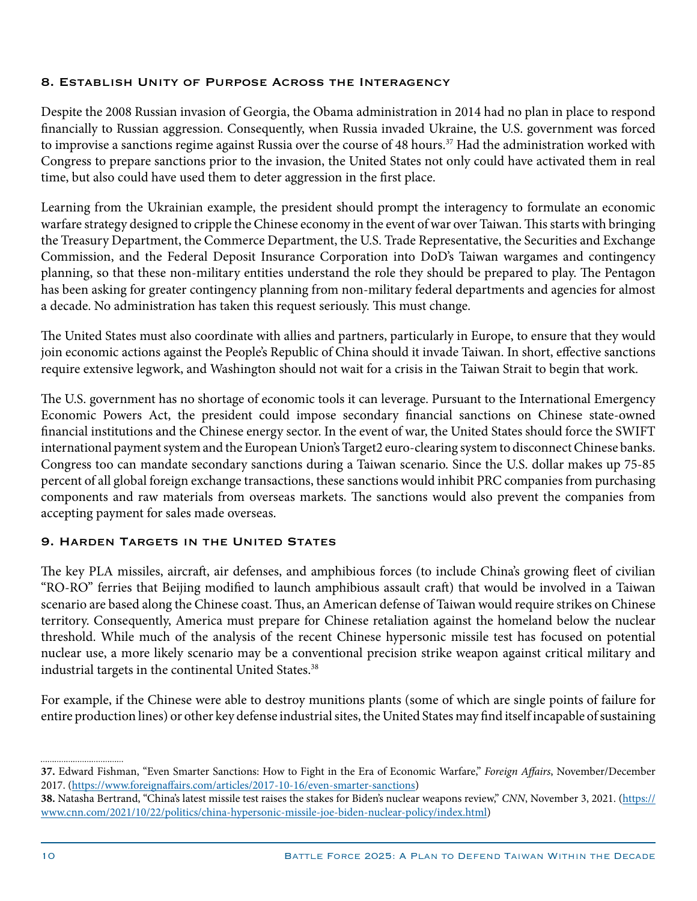### 8. Establish Unity of Purpose Across the Interagency

Despite the 2008 Russian invasion of Georgia, the Obama administration in 2014 had no plan in place to respond financially to Russian aggression. Consequently, when Russia invaded Ukraine, the U.S. government was forced to improvise a sanctions regime against Russia over the course of 48 hours.[37] Had the administration worked with Congress to prepare sanctions prior to the invasion, the United States not only could have activated them in real time, but also could have used them to deter aggression in the first place.

Learning from the Ukrainian example, the president should prompt the interagency to formulate an economic warfare strategy designed to cripple the Chinese economy in the event of war over Taiwan. This starts with bringing the Treasury Department, the Commerce Department, the U.S. Trade Representative, the Securities and Exchange Commission, and the Federal Deposit Insurance Corporation into DoD's Taiwan wargames and contingency planning, so that these non-military entities understand the role they should be prepared to play. The Pentagon has been asking for greater contingency planning from non-military federal departments and agencies for almost a decade. No administration has taken this request seriously. This must change.

The United States must also coordinate with allies and partners, particularly in Europe, to ensure that they would join economic actions against the People's Republic of China should it invade Taiwan. In short, effective sanctions require extensive legwork, and Washington should not wait for a crisis in the Taiwan Strait to begin that work.

The U.S. government has no shortage of economic tools it can leverage. Pursuant to the International Emergency Economic Powers Act, the president could impose secondary financial sanctions on Chinese state-owned financial institutions and the Chinese energy sector. In the event of war, the United States should force the SWIFT international payment system and the European Union's Target2 euro-clearing system to disconnect Chinese banks. Congress too can mandate secondary sanctions during a Taiwan scenario. Since the U.S. dollar makes up 75-85 percent of all global foreign exchange transactions, these sanctions would inhibit PRC companies from purchasing components and raw materials from overseas markets. The sanctions would also prevent the companies from accepting payment for sales made overseas.

### 9. Harden Targets in the United States

The key PLA missiles, aircraft, air defenses, and amphibious forces (to include China's growing fleet of civilian "RO-RO" ferries that Beijing modified to launch amphibious assault craft) that would be involved in a Taiwan scenario are based along the Chinese coast. Thus, an American defense of Taiwan would require strikes on Chinese territory. Consequently, America must prepare for Chinese retaliation against the homeland below the nuclear threshold. While much of the analysis of the recent Chinese hypersonic missile test has focused on potential nuclear use, a more likely scenario may be a conventional precision strike weapon against critical military and industrial targets in the continental United States.[38]

For example, if the Chinese were able to destroy munitions plants (some of which are single points of failure for entire production lines) or other key defense industrial sites, the United States may find itself incapable of sustaining

---

**37.** Edward Fishman, "Even Smarter Sanctions: How to Fight in the Era of Economic Warfare," *Foreign Affairs*, November/December 2017. (https://www.foreignaffairs.com/articles/2017-10-16/even-smarter-sanctions)

**38.** Natasha Bertrand, "China's latest missile test raises the stakes for Biden's nuclear weapons review," *CNN*, November 3, 2021. (https://www.cnn.com/2021/10/22/politics/china-hypersonic-missile-joe-biden-nuclear-policy/index.html)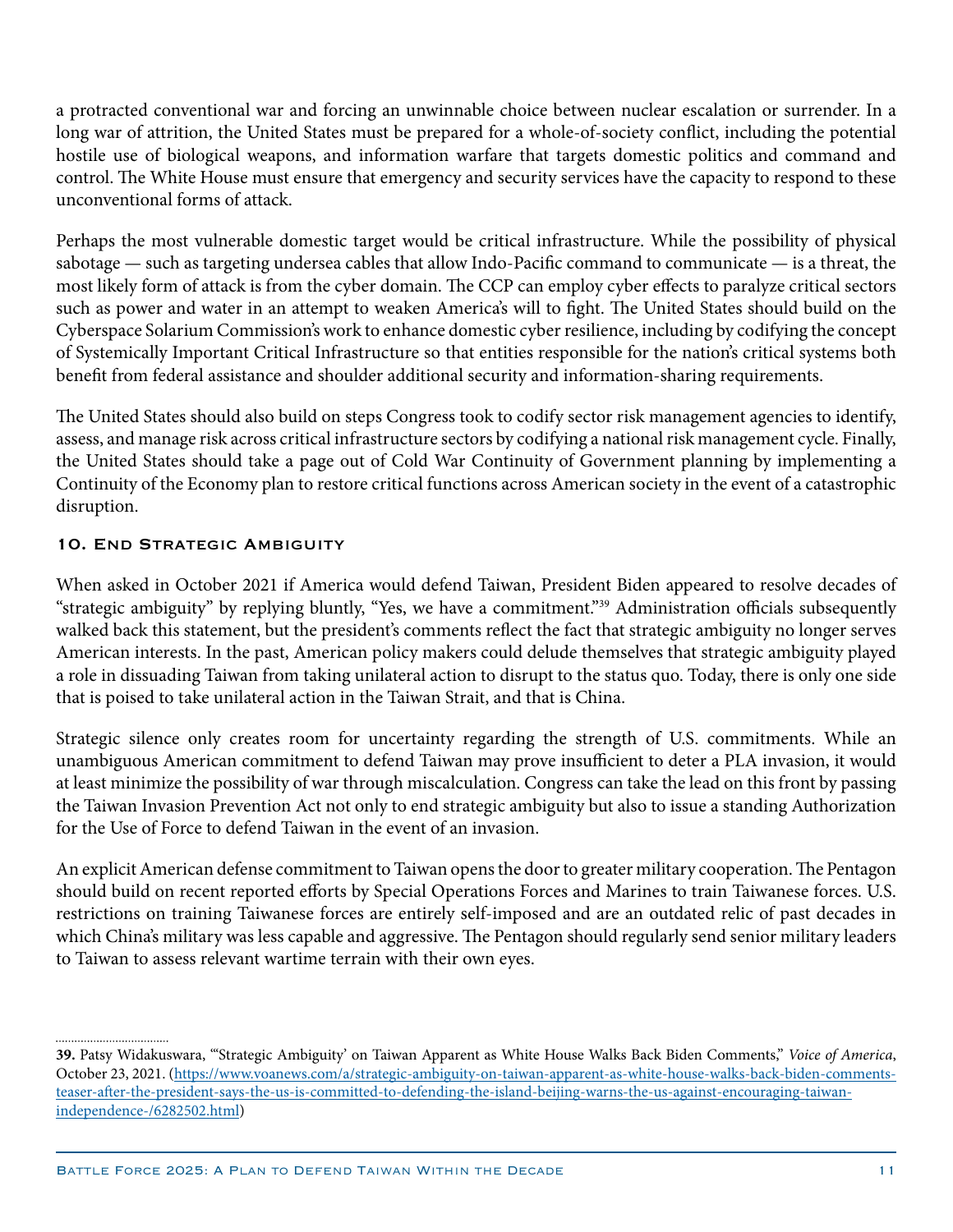a protracted conventional war and forcing an unwinnable choice between nuclear escalation or surrender. In a long war of attrition, the United States must be prepared for a whole-of-society conflict, including the potential hostile use of biological weapons, and information warfare that targets domestic politics and command and control. The White House must ensure that emergency and security services have the capacity to respond to these unconventional forms of attack.

Perhaps the most vulnerable domestic target would be critical infrastructure. While the possibility of physical sabotage — such as targeting undersea cables that allow Indo-Pacific command to communicate — is a threat, the most likely form of attack is from the cyber domain. The CCP can employ cyber effects to paralyze critical sectors such as power and water in an attempt to weaken America's will to fight. The United States should build on the Cyberspace Solarium Commission's work to enhance domestic cyber resilience, including by codifying the concept of Systemically Important Critical Infrastructure so that entities responsible for the nation's critical systems both benefit from federal assistance and shoulder additional security and information-sharing requirements.

The United States should also build on steps Congress took to codify sector risk management agencies to identify, assess, and manage risk across critical infrastructure sectors by codifying a national risk management cycle. Finally, the United States should take a page out of Cold War Continuity of Government planning by implementing a Continuity of the Economy plan to restore critical functions across American society in the event of a catastrophic disruption.

### 10. End Strategic Ambiguity

When asked in October 2021 if America would defend Taiwan, President Biden appeared to resolve decades of "strategic ambiguity" by replying bluntly, "Yes, we have a commitment."[39] Administration officials subsequently walked back this statement, but the president's comments reflect the fact that strategic ambiguity no longer serves American interests. In the past, American policy makers could delude themselves that strategic ambiguity played a role in dissuading Taiwan from taking unilateral action to disrupt to the status quo. Today, there is only one side that is poised to take unilateral action in the Taiwan Strait, and that is China.

Strategic silence only creates room for uncertainty regarding the strength of U.S. commitments. While an unambiguous American commitment to defend Taiwan may prove insufficient to deter a PLA invasion, it would at least minimize the possibility of war through miscalculation. Congress can take the lead on this front by passing the Taiwan Invasion Prevention Act not only to end strategic ambiguity but also to issue a standing Authorization for the Use of Force to defend Taiwan in the event of an invasion.

An explicit American defense commitment to Taiwan opens the door to greater military cooperation. The Pentagon should build on recent reported efforts by Special Operations Forces and Marines to train Taiwanese forces. U.S. restrictions on training Taiwanese forces are entirely self-imposed and are an outdated relic of past decades in which China's military was less capable and aggressive. The Pentagon should regularly send senior military leaders to Taiwan to assess relevant wartime terrain with their own eyes.

---

**39.** Patsy Widakuswara, "'Strategic Ambiguity' on Taiwan Apparent as White House Walks Back Biden Comments," *Voice of America*, October 23, 2021. (https://www.voanews.com/a/strategic-ambiguity-on-taiwan-apparent-as-white-house-walks-back-biden-comments-teaser-after-the-president-says-the-us-is-committed-to-defending-the-island-beijing-warns-the-us-against-encouraging-taiwan-independence-/6282502.html)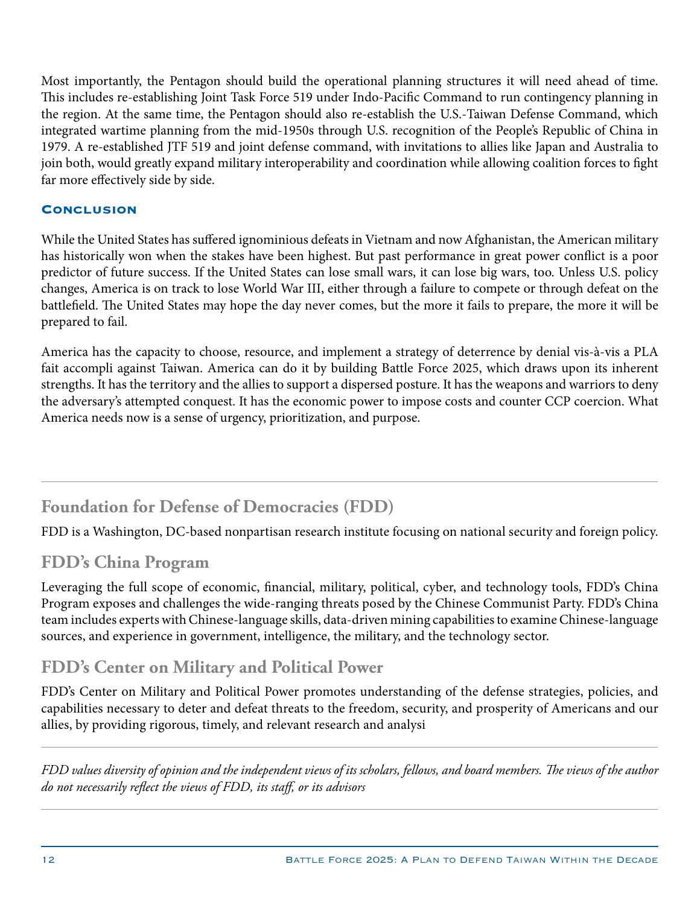Most importantly, the Pentagon should build the operational planning structures it will need ahead of time. This includes re-establishing Joint Task Force 519 under Indo-Pacific Command to run contingency planning in the region. At the same time, the Pentagon should also re-establish the U.S.-Taiwan Defense Command, which integrated wartime planning from the mid-1950s through U.S. recognition of the People's Republic of China in 1979. A re-established JTF 519 and joint defense command, with invitations to allies like Japan and Australia to join both, would greatly expand military interoperability and coordination while allowing coalition forces to fight far more effectively side by side.

### Conclusion

While the United States has suffered ignominious defeats in Vietnam and now Afghanistan, the American military has historically won when the stakes have been highest. But past performance in great power conflict is a poor predictor of future success. If the United States can lose small wars, it can lose big wars, too. Unless U.S. policy changes, America is on track to lose World War III, either through a failure to compete or through defeat on the battlefield. The United States may hope the day never comes, but the more it fails to prepare, the more it will be prepared to fail.

America has the capacity to choose, resource, and implement a strategy of deterrence by denial vis-à-vis a PLA fait accompli against Taiwan. America can do it by building Battle Force 2025, which draws upon its inherent strengths. It has the territory and the allies to support a dispersed posture. It has the weapons and warriors to deny the adversary's attempted conquest. It has the economic power to impose costs and counter CCP coercion. What America needs now is a sense of urgency, prioritization, and purpose.

---

## Foundation for Defense of Democracies (FDD)

FDD is a Washington, DC-based nonpartisan research institute focusing on national security and foreign policy.

## FDD's China Program

Leveraging the full scope of economic, financial, military, political, cyber, and technology tools, FDD's China Program exposes and challenges the wide-ranging threats posed by the Chinese Communist Party. FDD's China team includes experts with Chinese-language skills, data-driven mining capabilities to examine Chinese-language sources, and experience in government, intelligence, the military, and the technology sector.

## FDD's Center on Military and Political Power

FDD's Center on Military and Political Power promotes understanding of the defense strategies, policies, and capabilities necessary to deter and defeat threats to the freedom, security, and prosperity of Americans and our allies, by providing rigorous, timely, and relevant research and analysi

---

*FDD values diversity of opinion and the independent views of its scholars, fellows, and board members. The views of the author do not necessarily reflect the views of FDD, its staff, or its advisors*